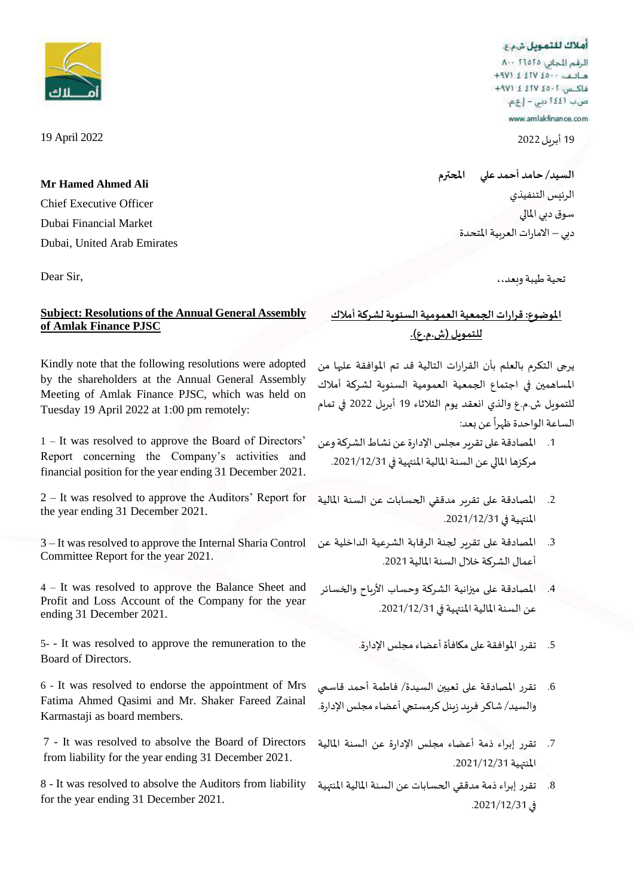أملاك للتمويل ش.م.ع.
الرقم المجاني: ٢٦٥٢٥ ٨٠٠
هاتف: ٤٥٠٠ ٤٢٧ ٤ ٩٧١+
فاكس: ٤٥٠١ ٤٢٧ ٤ ٩٧١+
ص.ب ٢٤٤١ دبي - إ.ع.م.
www.amlakfinance.com

19 April 2022

19 أبريل 2022

**Mr Hamed Ahmed Ali**
Chief Executive Officer
Dubai Financial Market
Dubai, United Arab Emirates

**السيد/ حامد أحمد علي المحترم**
الرئيس التنفيذي
سوق دبي المالي
دبي – الامارات العربية المتحدة

Dear Sir,

تحية طيبة وبعد،،

**Subject: Resolutions of the Annual General Assembly of Amlak Finance PJSC**

**الموضوع: قرارات الجمعية العمومية السنوية لشركة أملاك للتمويل (ش.م.ع).**

Kindly note that the following resolutions were adopted by the shareholders at the Annual General Assembly Meeting of Amlak Finance PJSC, which was held on Tuesday 19 April 2022 at 1:00 pm remotely:

يرجى التكرم بالعلم بأن القرارات التالية قد تم الموافقة عليها من المساهمين في اجتماع الجمعية العمومية السنوية لشركة أملاك للتمويل ش.م.ع والذي انعقد يوم الثلاثاء 19 أبريل 2022 في تمام الساعة الواحدة ظهراً عن بعد:

1 – It was resolved to approve the Board of Directors' Report concerning the Company's activities and financial position for the year ending 31 December 2021.

1. المصادقة على تقرير مجلس الإدارة عن نشاط الشركة وعن مركزها المالي عن السنة المالية المنتهية في 2021/12/31.

2 – It was resolved to approve the Auditors' Report for the year ending 31 December 2021.

2. المصادقة على تقرير مدققي الحسابات عن السنة المالية المنتهية في 2021/12/31.

3 – It was resolved to approve the Internal Sharia Control Committee Report for the year 2021.

3. المصادقة على تقرير لجنة الرقابة الشرعية الداخلية عن أعمال الشركة خلال السنة المالية 2021.

4 – It was resolved to approve the Balance Sheet and Profit and Loss Account of the Company for the year ending 31 December 2021.

4. المصادقة على ميزانية الشركة وحساب الأرباح والخسائر عن السنة المالية المنتهية في 2021/12/31.

5- - It was resolved to approve the remuneration to the Board of Directors.

5. تقرر الموافقة على مكافأة أعضاء مجلس الإدارة.

6 - It was resolved to endorse the appointment of Mrs Fatima Ahmed Qasimi and Mr. Shaker Fareed Zainal Karmastaji as board members.

6. تقرر المصادقة على تعيين السيدة/ فاطمة أحمد قاسمي والسيد/ شاكر فريد زينل كرمستجي أعضاء مجلس الإدارة.

7 - It was resolved to absolve the Board of Directors from liability for the year ending 31 December 2021.

7. تقرر إبراء ذمة أعضاء مجلس الإدارة عن السنة المالية المنتهية 2021/12/31.

8 - It was resolved to absolve the Auditors from liability for the year ending 31 December 2021.

8. تقرر إبراء ذمة مدققي الحسابات عن السنة المالية المنتهية في 2021/12/31.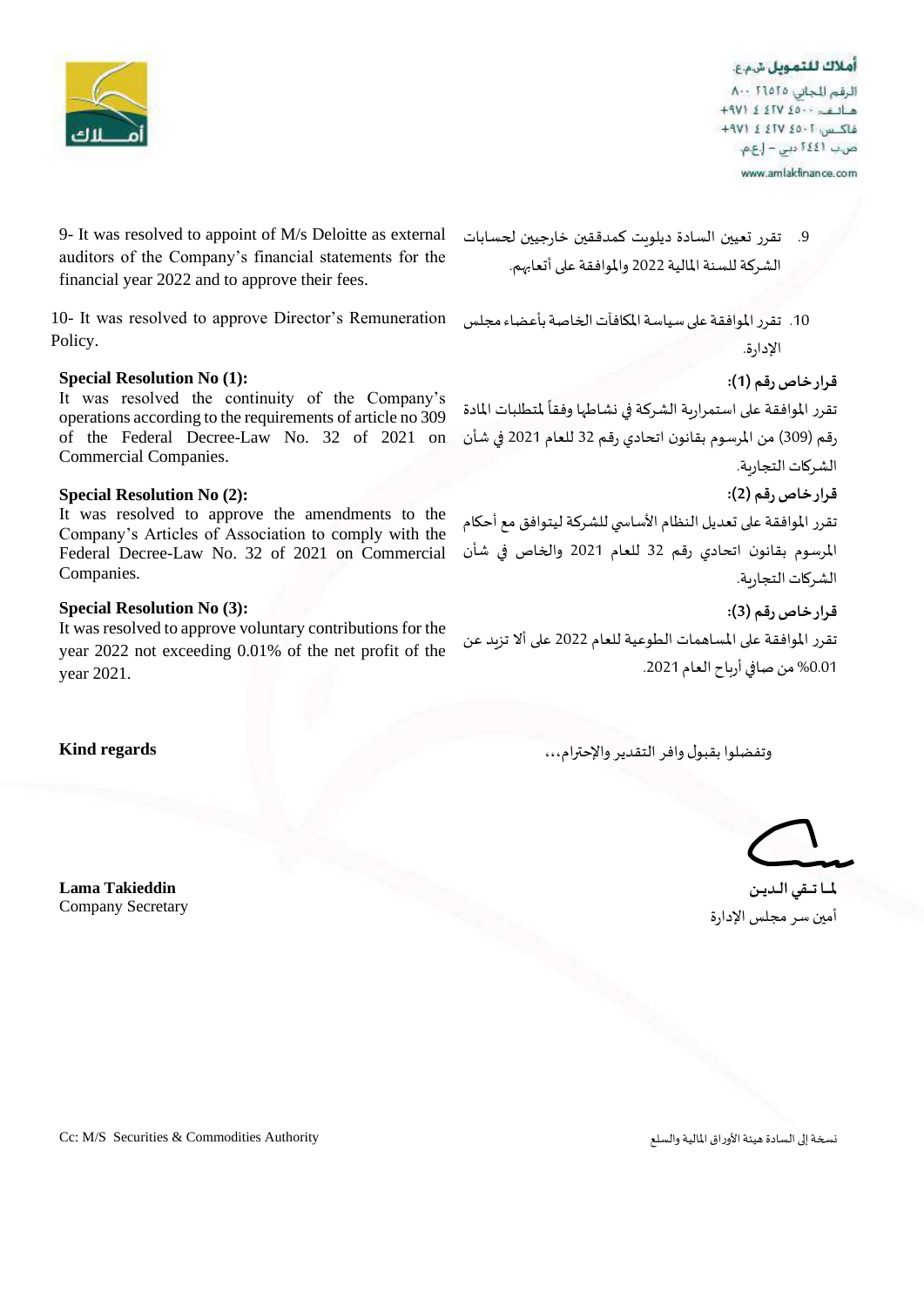أملاك للتمويل ش.م.ع.
الرقم المجاني ٨٠٠ ٢٦٥٢٥
هاتف: ٤٥٠٠ ٤٤٧ ٤ ٩٧١+
فاكس: ٤٥٠١ ٤٤٧ ٤ ٩٧١+
ص.ب ٢٤٤١ دبي - إ.ع.م.
www.amlakfinance.com

9- It was resolved to appoint of M/s Deloitte as external auditors of the Company's financial statements for the financial year 2022 and to approve their fees.

9. تقرر تعيين السادة ديلويت كمدققين خارجيين لحسابات الشركة للسنة المالية 2022 والموافقة على أتعابهم.

10- It was resolved to approve Director's Remuneration Policy.

10. تقرر الموافقة على سياسة المكافآت الخاصة بأعضاء مجلس الإدارة.

**Special Resolution No (1):**
It was resolved the continuity of the Company's operations according to the requirements of article no 309 of the Federal Decree-Law No. 32 of 2021 on Commercial Companies.

**قرار خاص رقم (1):**
تقرر الموافقة على استمرارية الشركة في نشاطها وفقاً لمتطلبات المادة رقم (309) من المرسوم بقانون اتحادي رقم 32 للعام 2021 في شأن الشركات التجارية.

**Special Resolution No (2):**
It was resolved to approve the amendments to the Company's Articles of Association to comply with the Federal Decree-Law No. 32 of 2021 on Commercial Companies.

**قرار خاص رقم (2):**
تقرر الموافقة على تعديل النظام الأساسي للشركة ليتوافق مع أحكام المرسوم بقانون اتحادي رقم 32 للعام 2021 والخاص في شأن الشركات التجارية.

**Special Resolution No (3):**
It was resolved to approve voluntary contributions for the year 2022 not exceeding 0.01% of the net profit of the year 2021.

**قرار خاص رقم (3):**
تقرر الموافقة على المساهمات الطوعية للعام 2022 على ألا تزيد عن 0.01% من صافي أرباح العام 2021.

**Kind regards**

وتفضلوا بقبول وافر التقدير والإحترام،،،

**Lama Takieddin**
Company Secretary

**لما تقي الدين**
أمين سر مجلس الإدارة

Cc: M/S Securities & Commodities Authority

نسخة إلى السادة هيئة الأوراق المالية والسلع